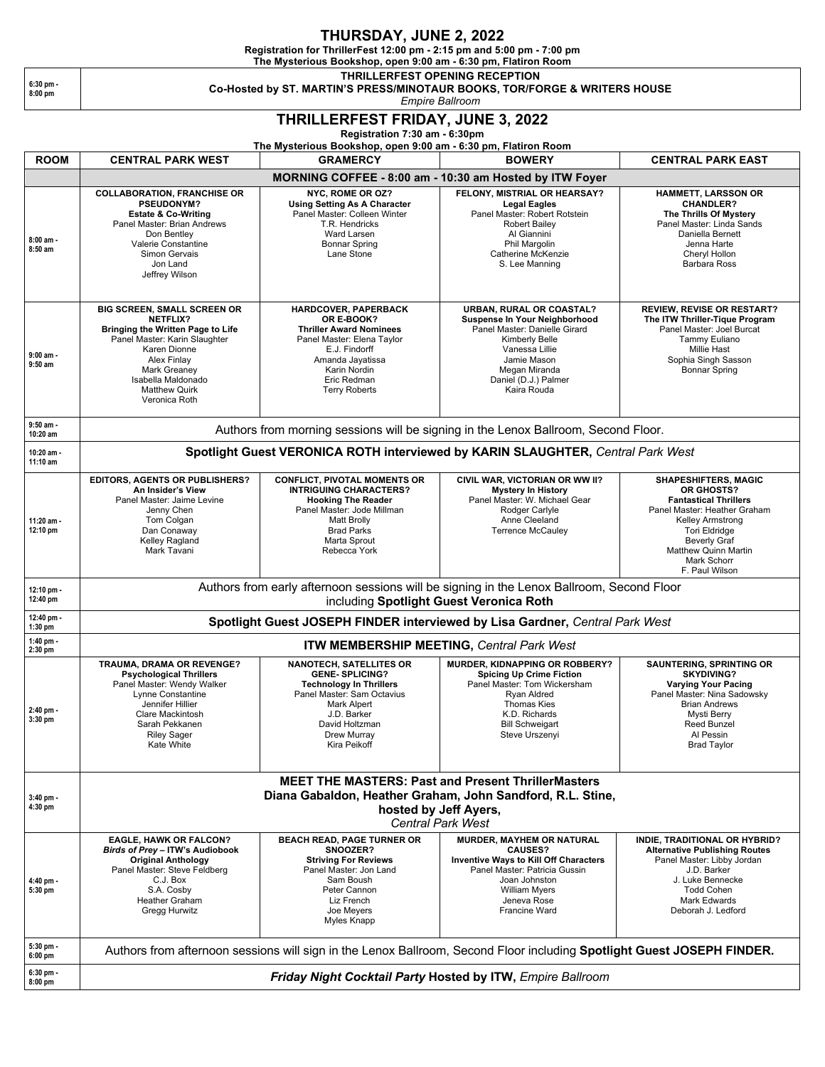# THURSDAY, JUNE 2, 2022

**Registration for ThrillerFest 12:00 pm - 2:15 pm and 5:00 pm - 7:00 pm**
**The Mysterious Bookshop, open 9:00 am - 6:30 pm, Flatiron Room**

| | |
|---|---|
| 6:30 pm - 8:00 pm | **THRILLERFEST OPENING RECEPTION** **Co-Hosted by ST. MARTIN'S PRESS/MINOTAUR BOOKS, TOR/FORGE & WRITERS HOUSE** *Empire Ballroom* |

# THRILLERFEST FRIDAY, JUNE 3, 2022

**Registration 7:30 am - 6:30pm**
**The Mysterious Bookshop, open 9:00 am - 6:30 pm, Flatiron Room**

| ROOM | CENTRAL PARK WEST | GRAMERCY | BOWERY | CENTRAL PARK EAST |
|---|---|---|---|---|
| | **MORNING COFFEE - 8:00 am - 10:30 am Hosted by ITW Foyer** | | | |
| 8:00 am - 8:50 am | **COLLABORATION, FRANCHISE OR PSEUDONYM?** **Estate & Co-Writing** Panel Master: Brian Andrews; Don Bentley; Valerie Constantine; Simon Gervais; Jon Land; Jeffrey Wilson | **NYC, ROME OR OZ?** **Using Setting As A Character** Panel Master: Colleen Winter; T.R. Hendricks; Ward Larsen; Bonnar Spring; Lane Stone | **FELONY, MISTRIAL OR HEARSAY?** **Legal Eagles** Panel Master: Robert Rotstein; Robert Bailey; Al Giannini; Phil Margolin; Catherine McKenzie; S. Lee Manning | **HAMMETT, LARSSON OR CHANDLER?** **The Thrills Of Mystery** Panel Master: Linda Sands; Daniella Bernett; Jenna Harte; Cheryl Hollon; Barbara Ross |
| 9:00 am - 9:50 am | **BIG SCREEN, SMALL SCREEN OR NETFLIX?** **Bringing the Written Page to Life** Panel Master: Karin Slaughter; Karen Dionne; Alex Finlay; Mark Greaney; Isabella Maldonado; Matthew Quirk; Veronica Roth | **HARDCOVER, PAPERBACK OR E-BOOK?** **Thriller Award Nominees** Panel Master: Elena Taylor; E.J. Findorff; Amanda Jayatissa; Karin Nordin; Eric Redman; Terry Roberts | **URBAN, RURAL OR COASTAL?** **Suspense In Your Neighborhood** Panel Master: Danielle Girard; Kimberly Belle; Vanessa Lillie; Jamie Mason; Megan Miranda; Daniel (D.J.) Palmer; Kaira Rouda | **REVIEW, REVISE OR RESTART?** **The ITW Thriller-Tique Program** Panel Master: Joel Burcat; Tammy Euliano; Millie Hast; Sophia Singh Sasson; Bonnar Spring |
| 9:50 am - 10:20 am | Authors from morning sessions will be signing in the Lenox Ballroom, Second Floor. | | | |
| 10:20 am - 11:10 am | **Spotlight Guest VERONICA ROTH interviewed by KARIN SLAUGHTER,** *Central Park West* | | | |
| 11:20 am - 12:10 pm | **EDITORS, AGENTS OR PUBLISHERS?** **An Insider's View** Panel Master: Jaime Levine; Jenny Chen; Tom Colgan; Dan Conaway; Kelley Ragland; Mark Tavani | **CONFLICT, PIVOTAL MOMENTS OR INTRIGUING CHARACTERS?** **Hooking The Reader** Panel Master: Jode Millman; Matt Brolly; Brad Parks; Marta Sprout; Rebecca York | **CIVIL WAR, VICTORIAN OR WW II?** **Mystery In History** Panel Master: W. Michael Gear; Rodger Carlyle; Anne Cleeland; Terrence McCauley | **SHAPESHIFTERS, MAGIC OR GHOSTS?** **Fantastical Thrillers** Panel Master: Heather Graham; Kelley Armstrong; Tori Eldridge; Beverly Graf; Matthew Quinn Martin; Mark Schorr; F. Paul Wilson |
| 12:10 pm - 12:40 pm | Authors from early afternoon sessions will be signing in the Lenox Ballroom, Second Floor including **Spotlight Guest Veronica Roth** | | | |
| 12:40 pm - 1:30 pm | **Spotlight Guest JOSEPH FINDER interviewed by Lisa Gardner,** *Central Park West* | | | |
| 1:40 pm - 2:30 pm | **ITW MEMBERSHIP MEETING,** *Central Park West* | | | |
| 2:40 pm - 3:30 pm | **TRAUMA, DRAMA OR REVENGE?** **Psychological Thrillers** Panel Master: Wendy Walker; Lynne Constantine; Jennifer Hillier; Clare Mackintosh; Sarah Pekkanen; Riley Sager; Kate White | **NANOTECH, SATELLITES OR GENE- SPLICING?** **Technology In Thrillers** Panel Master: Sam Octavius; Mark Alpert; J.D. Barker; David Holtzman; Drew Murray; Kira Peikoff | **MURDER, KIDNAPPING OR ROBBERY?** **Spicing Up Crime Fiction** Panel Master: Tom Wickersham; Ryan Aldred; Thomas Kies; K.D. Richards; Bill Schweigart; Steve Urszenyi | **SAUNTERING, SPRINTING OR SKYDIVING?** **Varying Your Pacing** Panel Master: Nina Sadowsky; Brian Andrews; Mysti Berry; Reed Bunzel; Al Pessin; Brad Taylor |
| 3:40 pm - 4:30 pm | **MEET THE MASTERS: Past and Present ThrillerMasters** **Diana Gabaldon, Heather Graham, John Sandford, R.L. Stine,** **hosted by Jeff Ayers,** *Central Park West* | | | |
| 4:40 pm - 5:30 pm | **EAGLE, HAWK OR FALCON?** ***Birds of Prey* – ITW's Audiobook Original Anthology** Panel Master: Steve Feldberg; C.J. Box; S.A. Cosby; Heather Graham; Gregg Hurwitz | **BEACH READ, PAGE TURNER OR SNOOZER?** **Striving For Reviews** Panel Master: Jon Land; Sam Boush; Peter Cannon; Liz French; Joe Meyers; Myles Knapp | **MURDER, MAYHEM OR NATURAL CAUSES?** **Inventive Ways to Kill Off Characters** Panel Master: Patricia Gussin; Joan Johnston; William Myers; Jeneva Rose; Francine Ward | **INDIE, TRADITIONAL OR HYBRID?** **Alternative Publishing Routes** Panel Master: Libby Jordan; J.D. Barker; J. Luke Bennecke; Todd Cohen; Mark Edwards; Deborah J. Ledford |
| 5:30 pm - 6:00 pm | Authors from afternoon sessions will sign in the Lenox Ballroom, Second Floor including **Spotlight Guest JOSEPH FINDER.** | | | |
| 6:30 pm - 8:00 pm | ***Friday Night Cocktail Party* Hosted by ITW,** *Empire Ballroom* | | | |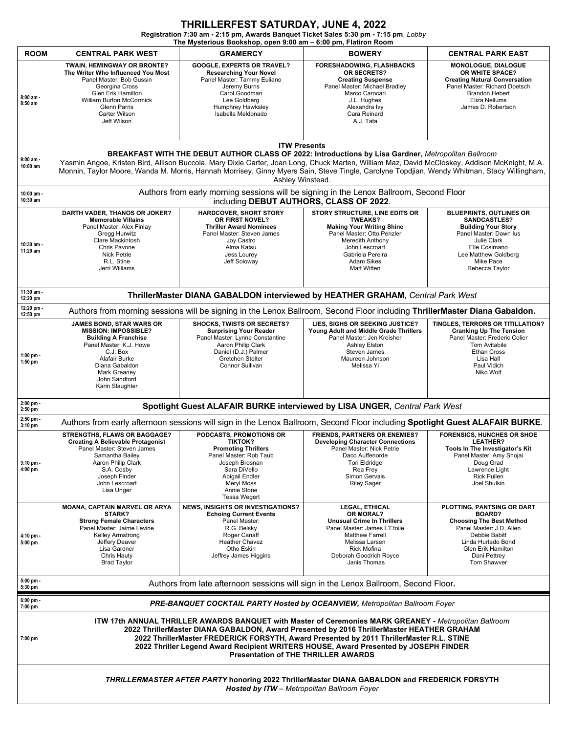# THRILLERFEST SATURDAY, JUNE 4, 2022

**Registration 7:30 am - 2:15 pm, Awards Banquet Ticket Sales 5:30 pm - 7:15 pm**, *Lobby*
**The Mysterious Bookshop, open 9:00 am – 6:00 pm, Flatiron Room**

| ROOM | CENTRAL PARK WEST | GRAMERCY | BOWERY | CENTRAL PARK EAST |
|---|---|---|---|---|
| 8:00 am - 8:50 am | **TWAIN, HEMINGWAY OR BRONTE?** **The Writer Who Influenced You Most** Panel Master: Bob Gussin; Georgina Cross; Glen Erik Hamilton; William Burton McCormick; Glenn Parris; Carter Wilson; Jeff Wilson | **GOOGLE, EXPERTS OR TRAVEL?** **Researching Your Novel** Panel Master: Tammy Euliano; Jeremy Burns; Carol Goodman; Lee Goldberg; Humphrey Hawksley; Isabella Maldonado | **FORESHADOWING, FLASHBACKS OR SECRETS?** **Creating Suspense** Panel Master: Michael Bradley; Marco Carocari; J.L. Hughes; Alexandra Ivy; Cara Reinard; A.J. Tata | **MONOLOGUE, DIALOGUE OR WHITE SPACE?** **Creating Natural Conversation** Panel Master: Richard Doetsch; Brandon Hebert; Eliza Nellums; James D. Robertson |
| 9:00 am - 10:00 am | **ITW Presents** **BREAKFAST WITH THE DEBUT AUTHOR CLASS OF 2022: Introductions by Lisa Gardner,** *Metropolitan Ballroom* Yasmin Angoe, Kristen Bird, Allison Buccola, Mary Dixie Carter, Joan Long, Chuck Marten, William Maz, David McCloskey, Addison McKnight, M.A. Monnin, Taylor Moore, Wanda M. Morris, Hannah Morrisey, Ginny Myers Sain, Steve Tingle, Carolyne Topdjian, Wendy Whitman, Stacy Willingham, Ashley Winstead. | | | |
| 10:00 am - 10:30 am | Authors from early morning sessions will be signing in the Lenox Ballroom, Second Floor including **DEBUT AUTHORS, CLASS OF 2022**. | | | |
| 10:30 am - 11:20 am | **DARTH VADER, THANOS OR JOKER?** **Memorable Villains** Panel Master: Alex Finlay; Gregg Hurwitz; Clare Mackintosh; Chris Pavone; Nick Petrie; R.L. Stine; Jerri Williams | **HARDCOVER, SHORT STORY OR FIRST NOVEL?** **Thriller Award Nominees** Panel Master: Steven James; Joy Castro; Alma Katsu; Jess Lourey; Jeff Soloway | **STORY STRUCTURE, LINE EDITS OR TWEAKS?** **Making Your Writing Shine** Panel Master: Otto Penzler; Meredith Anthony; John Lescroart; Gabriela Pereira; Adam Sikes; Matt Witten | **BLUEPRINTS, OUTLINES OR SANDCASTLES?** **Building Your Story** Panel Master: Dawn Ius; Julie Clark; Elle Cosimano; Lee Matthew Goldberg; Mike Pace; Rebecca Taylor |
| 11:30 am - 12:20 pm | **ThrillerMaster DIANA GABALDON interviewed by HEATHER GRAHAM,** *Central Park West* | | | |
| 12:20 pm - 12:50 pm | Authors from morning sessions will be signing in the Lenox Ballroom, Second Floor including **ThrillerMaster Diana Gabaldon.** | | | |
| 1:00 pm - 1:50 pm | **JAMES BOND, STAR WARS OR MISSION: IMPOSSIBLE?** **Building A Franchise** Panel Master: K.J. Howe; C.J. Box; Alafair Burke; Diana Gabaldon; Mark Greaney; John Sandford; Karin Slaughter | **SHOCKS, TWISTS OR SECRETS?** **Surprising Your Reader** Panel Master: Lynne Constantine; Aaron Philip Clark; Daniel (D.J.) Palmer; Gretchen Stelter; Connor Sullivan | **LIES, SIGHS OR SEEKING JUSTICE?** **Young Adult and Middle Grade Thrillers** Panel Master: Jen Kreisher; Ashley Elston; Steven James; Maureen Johnson; Melissa Yi | **TINGLES, TERRORS OR TITILLATION?** **Cranking Up The Tension** Panel Master: Frederic Colier; Tom Avitabile; Ethan Cross; Lisa Hall; Paul Vidich; Niko Wolf |
| 2:00 pm - 2:50 pm | **Spotlight Guest ALAFAIR BURKE interviewed by LISA UNGER,** *Central Park West* | | | |
| 2:50 pm - 3:10 pm | Authors from early afternoon sessions will sign in the Lenox Ballroom, Second Floor including **Spotlight Guest ALAFAIR BURKE**. | | | |
| 3:10 pm - 4:00 pm | **STRENGTHS, FLAWS OR BAGGAGE?** **Creating A Believable Protagonist** Panel Master: Steven James; Samantha Bailey; Aaron Philip Clark; S.A. Cosby; Joseph Finder; John Lescroart; Lisa Unger | **PODCASTS, PROMOTIONS OR TIKTOK?** **Promoting Thrillers** Panel Master: Rob Taub; Joseph Brosnan; Sara DiVello; Abigail Endler; Meryl Moss; Annie Stone; Tessa Wegert | **FRIENDS, PARTNERS OR ENEMIES?** **Developing Character Connections** Panel Master: Nick Petrie; Daco Auffenorde; Tori Eldridge; Rea Frey; Simon Gervais; Riley Sager | **FORENSICS, HUNCHES OR SHOE LEATHER?** **Tools In The Investigator's Kit** Panel Master: Amy Shojai; Doug Grad; Lawrence Light; Rick Pullen; Joel Shulkin |
| 4:10 pm - 5:00 pm | **MOANA, CAPTAIN MARVEL OR ARYA STARK?** **Strong Female Characters** Panel Master: Jaime Levine; Kelley Armstrong; Jeffery Deaver; Lisa Gardner; Chris Hauty; Brad Taylor | **NEWS, INSIGHTS OR INVESTIGATIONS?** **Echoing Current Events** Panel Master: R.G. Belsky; Roger Canaff; Heather Chavez; Otho Eskin; Jeffrey James Higgins | **LEGAL, ETHICAL OR MORAL?** **Unusual Crime In Thrillers** Panel Master: James L'Etoile; Matthew Farrell; Melissa Larsen; Rick Mofina; Deborah Goodrich Royce; Janis Thomas | **PLOTTING, PANTSING OR DART BOARD?** **Choosing The Best Method** Panel Master: J.D. Allen; Debbie Babitt; Linda Hurtado Bond; Glen Erik Hamilton; Dani Pettrey; Tom Shawver |
| 5:00 pm - 5:30 pm | Authors from late afternoon sessions will sign in the Lenox Ballroom, Second Floor**.** | | | |
| 6:00 pm - 7:00 pm | ***PRE-BANQUET COCKTAIL PARTY Hosted by OCEANVIEW,*** *Metropolitan Ballroom Foyer* | | | |
| 7:00 pm | **ITW 17th ANNUAL THRILLER AWARDS BANQUET with Master of Ceremonies MARK GREANEY -** *Metropolitan Ballroom* **2022 ThrillerMaster DIANA GABALDON, Award Presented by 2016 ThrillerMaster HEATHER GRAHAM** **2022 ThrillerMaster FREDERICK FORSYTH, Award Presented by 2011 ThrillerMaster R.L. STINE** **2022 Thriller Legend Award Recipient WRITERS HOUSE, Award Presented by JOSEPH FINDER** **Presentation of THE THRILLER AWARDS** | | | |
| | ***THRILLERMASTER AFTER PARTY* honoring 2022 ThrillerMaster DIANA GABALDON and FREDERICK FORSYTH** ***Hosted by ITW*** *– Metropolitan Ballroom Foyer* | | | |